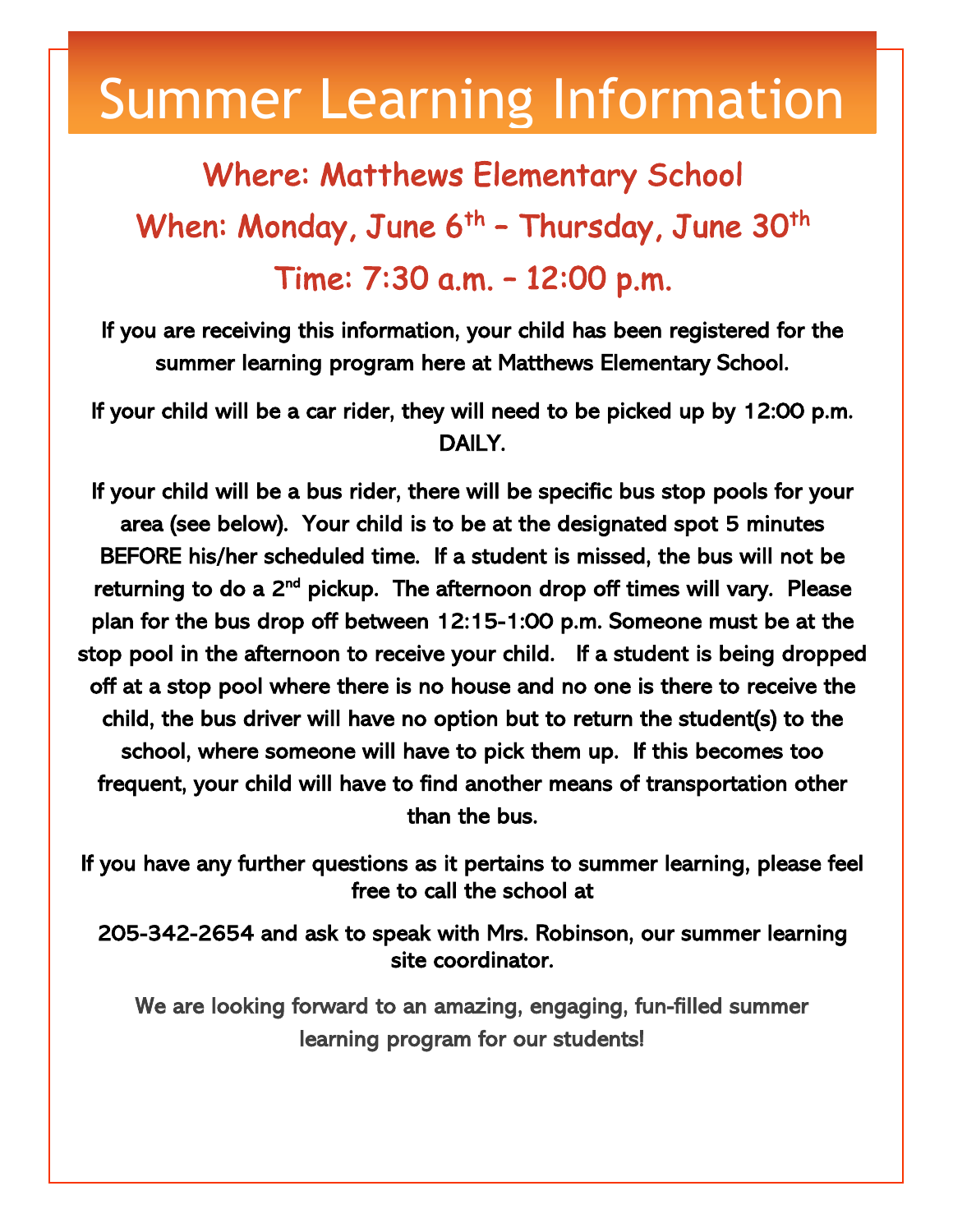# Summer Learning Information

## Where: Matthews Elementary School

## When: Monday, June 6th – Thursday, June 30th

## Time: 7:30 a.m. – 12:00 p.m.

If you are receiving this information, your child has been registered for the summer learning program here at Matthews Elementary School.

If your child will be a car rider, they will need to be picked up by 12:00 p.m. DAILY.

If your child will be a bus rider, there will be specific bus stop pools for your area (see below). Your child is to be at the designated spot 5 minutes BEFORE his/her scheduled time. If a student is missed, the bus will not be returning to do a 2nd pickup. The afternoon drop off times will vary. Please plan for the bus drop off between 12:15-1:00 p.m. Someone must be at the stop pool in the afternoon to receive your child. If a student is being dropped off at a stop pool where there is no house and no one is there to receive the child, the bus driver will have no option but to return the student(s) to the school, where someone will have to pick them up. If this becomes too frequent, your child will have to find another means of transportation other than the bus.

If you have any further questions as it pertains to summer learning, please feel free to call the school at

205-342-2654 and ask to speak with Mrs. Robinson, our summer learning site coordinator.

We are looking forward to an amazing, engaging, fun-filled summer learning program for our students!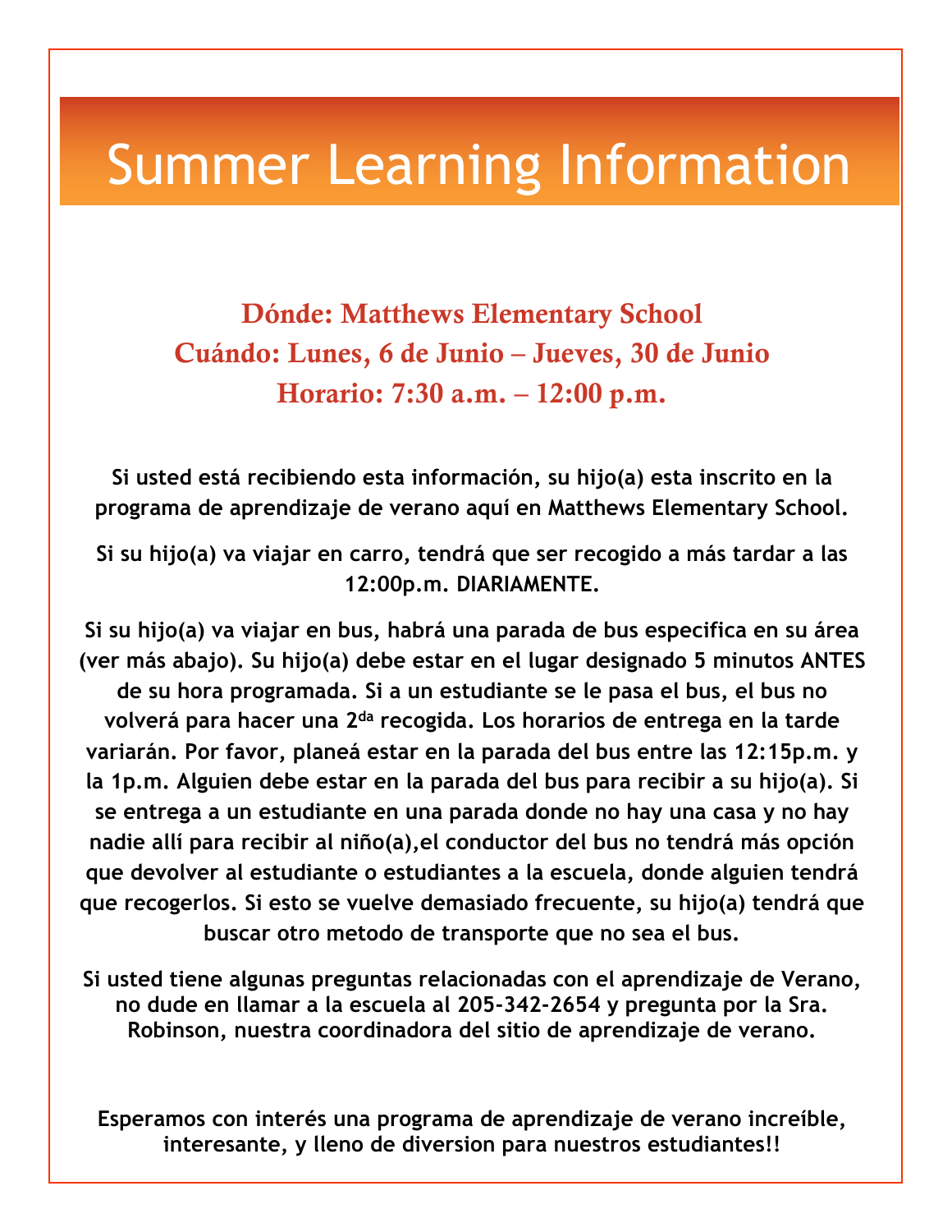# Summer Learning Information

**Dónde: Matthews Elementary School**
**Cuándo: Lunes, 6 de Junio – Jueves, 30 de Junio**
**Horario: 7:30 a.m. – 12:00 p.m.**

**Si usted está recibiendo esta información, su hijo(a) esta inscrito en la programa de aprendizaje de verano aquí en Matthews Elementary School.**

**Si su hijo(a) va viajar en carro, tendrá que ser recogido a más tardar a las 12:00p.m. DIARIAMENTE.**

**Si su hijo(a) va viajar en bus, habrá una parada de bus especifica en su área (ver más abajo). Su hijo(a) debe estar en el lugar designado 5 minutos ANTES de su hora programada. Si a un estudiante se le pasa el bus, el bus no volverá para hacer una 2da recogida. Los horarios de entrega en la tarde variarán. Por favor, planeá estar en la parada del bus entre las 12:15p.m. y la 1p.m. Alguien debe estar en la parada del bus para recibir a su hijo(a). Si se entrega a un estudiante en una parada donde no hay una casa y no hay nadie allí para recibir al niño(a),el conductor del bus no tendrá más opción que devolver al estudiante o estudiantes a la escuela, donde alguien tendrá que recogerlos. Si esto se vuelve demasiado frecuente, su hijo(a) tendrá que buscar otro metodo de transporte que no sea el bus.**

**Si usted tiene algunas preguntas relacionadas con el aprendizaje de Verano, no dude en llamar a la escuela al 205-342-2654 y pregunta por la Sra. Robinson, nuestra coordinadora del sitio de aprendizaje de verano.**

**Esperamos con interés una programa de aprendizaje de verano increíble, interesante, y lleno de diversion para nuestros estudiantes!!**